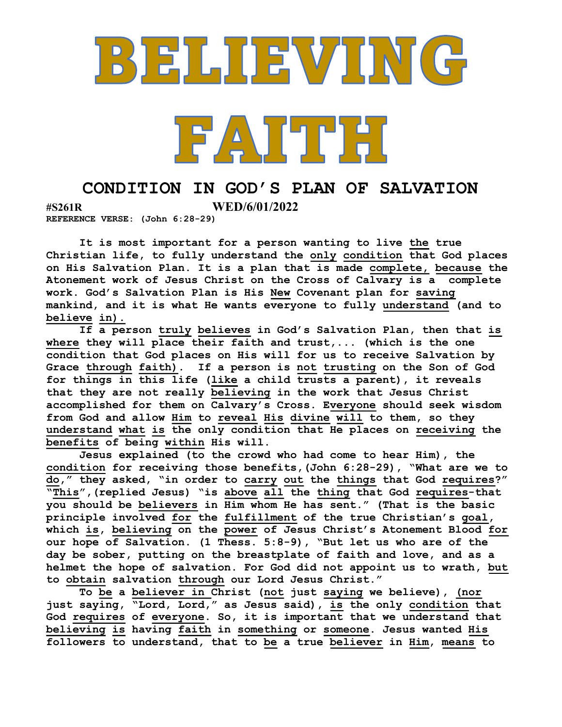# BELIEVING FAITH

## CONDITION IN GOD'S PLAN OF SALVATION

**#S261R WED/6/01/2022**

**REFERENCE VERSE: (John 6:28-29)**

**It is most important for a person wanting to live the true Christian life, to fully understand the only condition that God places on His Salvation Plan. It is a plan that is made complete, because the Atonement work of Jesus Christ on the Cross of Calvary is a complete work. God's Salvation Plan is His New Covenant plan for saving mankind, and it is what He wants everyone to fully understand (and to believe in).**

**If a person truly believes in God's Salvation Plan, then that is where they will place their faith and trust,... (which is the one condition that God places on His will for us to receive Salvation by Grace through faith). If a person is not trusting on the Son of God for things in this life (like a child trusts a parent), it reveals that they are not really believing in the work that Jesus Christ accomplished for them on Calvary's Cross. Everyone should seek wisdom from God and allow Him to reveal His divine will to them, so they understand what is the only condition that He places on receiving the benefits of being within His will.**

**Jesus explained (to the crowd who had come to hear Him), the condition for receiving those benefits,(John 6:28-29), "What are we to do," they asked, "in order to carry out the things that God requires?" "This",(replied Jesus) "is above all the thing that God requires-that you should be believers in Him whom He has sent." (That is the basic principle involved for the fulfillment of the true Christian's goal, which is, believing on the power of Jesus Christ's Atonement Blood for our hope of Salvation. (1 Thess. 5:8-9), "But let us who are of the day be sober, putting on the breastplate of faith and love, and as a helmet the hope of salvation. For God did not appoint us to wrath, but to obtain salvation through our Lord Jesus Christ."**

**To be a believer in Christ (not just saying we believe), (nor just saying, "Lord, Lord," as Jesus said), is the only condition that God requires of everyone. So, it is important that we understand that believing is having faith in something or someone. Jesus wanted His followers to understand, that to be a true believer in Him, means to**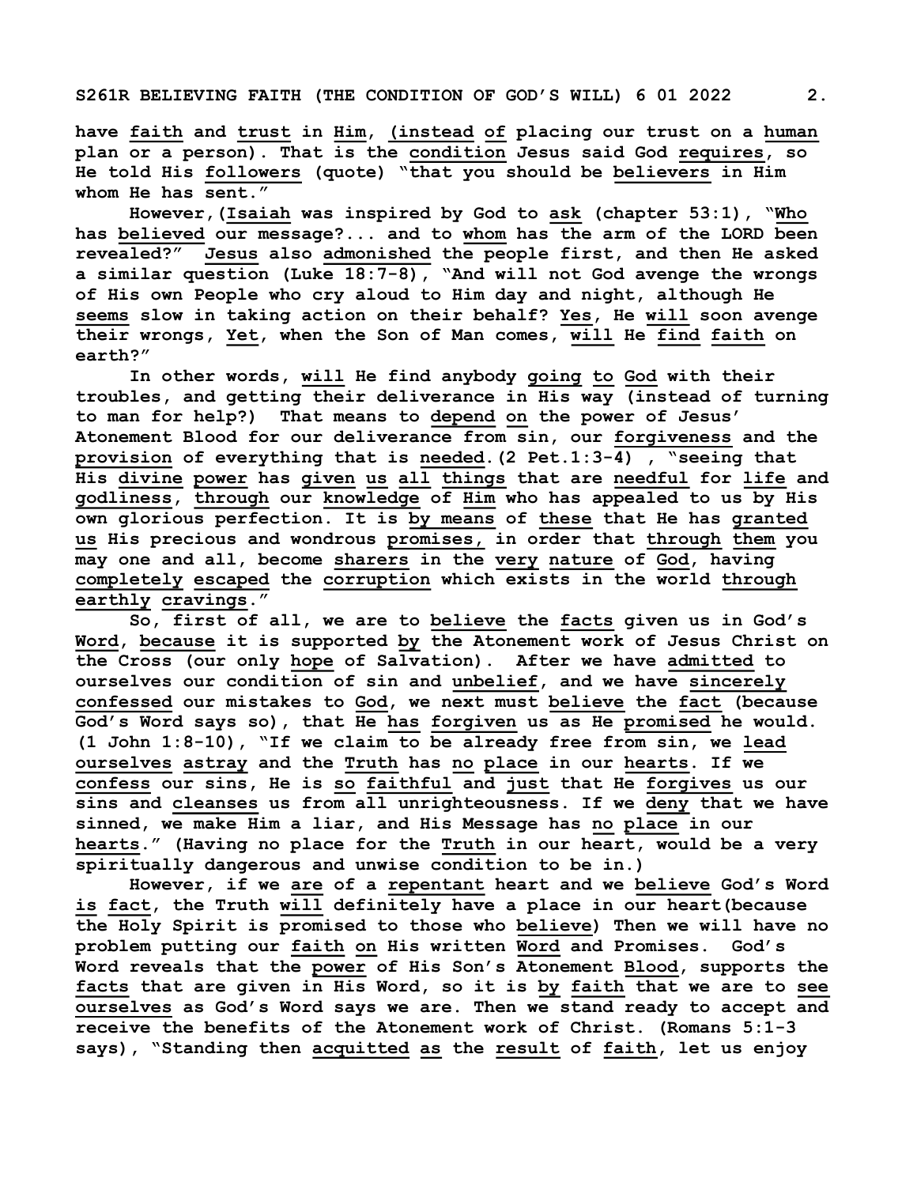have faith and trust in Him, (instead of placing our trust on a human plan or a person). That is the condition Jesus said God requires, so He told His followers (quote) "that you should be believers in Him whom He has sent."

However,(Isaiah was inspired by God to ask (chapter 53:1), "Who has believed our message?... and to whom has the arm of the LORD been revealed?" Jesus also admonished the people first, and then He asked a similar question (Luke 18:7-8), "And will not God avenge the wrongs of His own People who cry aloud to Him day and night, although He seems slow in taking action on their behalf? Yes, He will soon avenge their wrongs, Yet, when the Son of Man comes, will He find faith on earth?"

In other words, will He find anybody going to God with their troubles, and getting their deliverance in His way (instead of turning to man for help?) That means to depend on the power of Jesus' Atonement Blood for our deliverance from sin, our forgiveness and the provision of everything that is needed.(2 Pet.1:3-4) , "seeing that His divine power has given us all things that are needful for life and godliness, through our knowledge of Him who has appealed to us by His own glorious perfection. It is by means of these that He has granted us His precious and wondrous promises, in order that through them you may one and all, become sharers in the very nature of God, having completely escaped the corruption which exists in the world through earthly cravings."

So, first of all, we are to believe the facts given us in God's Word, because it is supported by the Atonement work of Jesus Christ on the Cross (our only hope of Salvation). After we have admitted to ourselves our condition of sin and unbelief, and we have sincerely confessed our mistakes to God, we next must believe the fact (because God's Word says so), that He has forgiven us as He promised he would. (1 John 1:8-10), "If we claim to be already free from sin, we lead ourselves astray and the Truth has no place in our hearts. If we confess our sins, He is so faithful and just that He forgives us our sins and cleanses us from all unrighteousness. If we deny that we have sinned, we make Him a liar, and His Message has no place in our hearts." (Having no place for the Truth in our heart, would be a very spiritually dangerous and unwise condition to be in.)

However, if we are of a repentant heart and we believe God's Word is fact, the Truth will definitely have a place in our heart(because the Holy Spirit is promised to those who believe) Then we will have no problem putting our faith on His written Word and Promises. God's Word reveals that the power of His Son's Atonement Blood, supports the facts that are given in His Word, so it is by faith that we are to see ourselves as God's Word says we are. Then we stand ready to accept and receive the benefits of the Atonement work of Christ. (Romans 5:1-3 says), "Standing then acquitted as the result of faith, let us enjoy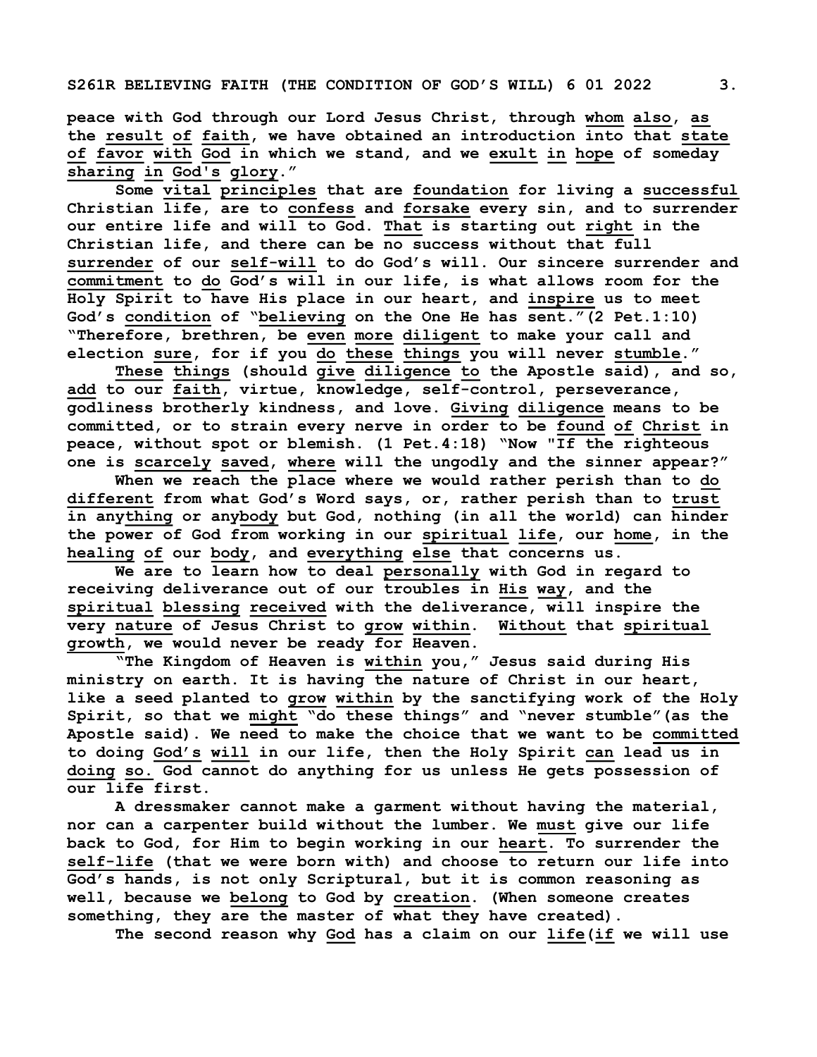peace with God through our Lord Jesus Christ, through whom also, as the result of faith, we have obtained an introduction into that state of favor with God in which we stand, and we exult in hope of someday sharing in God's glory."

Some vital principles that are foundation for living a successful Christian life, are to confess and forsake every sin, and to surrender our entire life and will to God. That is starting out right in the Christian life, and there can be no success without that full surrender of our self-will to do God's will. Our sincere surrender and commitment to do God's will in our life, is what allows room for the Holy Spirit to have His place in our heart, and inspire us to meet God's condition of "believing on the One He has sent."(2 Pet.1:10) "Therefore, brethren, be even more diligent to make your call and election sure, for if you do these things you will never stumble."

These things (should give diligence to the Apostle said), and so, add to our faith, virtue, knowledge, self-control, perseverance, godliness brotherly kindness, and love. Giving diligence means to be committed, or to strain every nerve in order to be found of Christ in peace, without spot or blemish. (1 Pet.4:18) "Now "If the righteous one is scarcely saved, where will the ungodly and the sinner appear?"

When we reach the place where we would rather perish than to do different from what God's Word says, or, rather perish than to trust in anything or anybody but God, nothing (in all the world) can hinder the power of God from working in our spiritual life, our home, in the healing of our body, and everything else that concerns us.

We are to learn how to deal personally with God in regard to receiving deliverance out of our troubles in His way, and the spiritual blessing received with the deliverance, will inspire the very nature of Jesus Christ to grow within. Without that spiritual growth, we would never be ready for Heaven.

"The Kingdom of Heaven is within you," Jesus said during His ministry on earth. It is having the nature of Christ in our heart, like a seed planted to grow within by the sanctifying work of the Holy Spirit, so that we might "do these things" and "never stumble"(as the Apostle said). We need to make the choice that we want to be committed to doing God's will in our life, then the Holy Spirit can lead us in doing so. God cannot do anything for us unless He gets possession of our life first.

A dressmaker cannot make a garment without having the material, nor can a carpenter build without the lumber. We must give our life back to God, for Him to begin working in our heart. To surrender the self-life (that we were born with) and choose to return our life into God's hands, is not only Scriptural, but it is common reasoning as well, because we belong to God by creation. (When someone creates something, they are the master of what they have created).

The second reason why God has a claim on our life(if we will use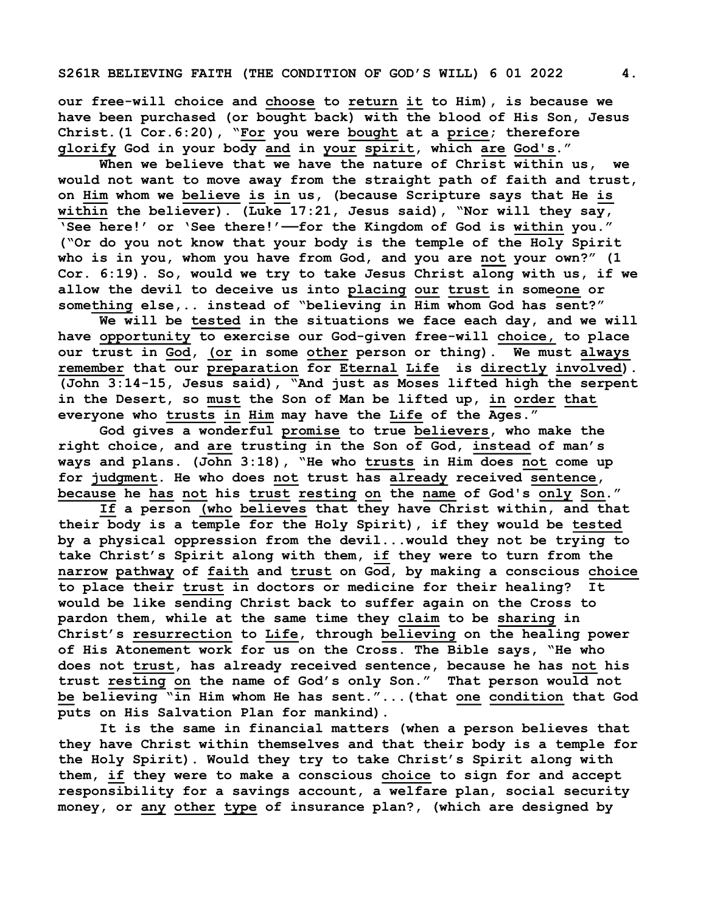our free-will choice and choose to return it to Him), is because we have been purchased (or bought back) with the blood of His Son, Jesus Christ.(1 Cor.6:20), "For you were bought at a price; therefore glorify God in your body and in your spirit, which are God's."

When we believe that we have the nature of Christ within us, we would not want to move away from the straight path of faith and trust, on Him whom we believe is in us, (because Scripture says that He is within the believer). (Luke 17:21, Jesus said), "Nor will they say, 'See here!' or 'See there!'——for the Kingdom of God is within you." ("Or do you not know that your body is the temple of the Holy Spirit who is in you, whom you have from God, and you are not your own?" (1 Cor. 6:19). So, would we try to take Jesus Christ along with us, if we allow the devil to deceive us into placing our trust in someone or something else,.. instead of "believing in Him whom God has sent?"

We will be tested in the situations we face each day, and we will have opportunity to exercise our God-given free-will choice, to place our trust in God, (or in some other person or thing). We must always remember that our preparation for Eternal Life is directly involved). (John 3:14-15, Jesus said), "And just as Moses lifted high the serpent in the Desert, so must the Son of Man be lifted up, in order that everyone who trusts in Him may have the Life of the Ages."

God gives a wonderful promise to true believers, who make the right choice, and are trusting in the Son of God, instead of man's ways and plans. (John 3:18), "He who trusts in Him does not come up for judgment. He who does not trust has already received sentence, because he has not his trust resting on the name of God's only Son."

If a person (who believes that they have Christ within, and that their body is a temple for the Holy Spirit), if they would be tested by a physical oppression from the devil...would they not be trying to take Christ's Spirit along with them, if they were to turn from the narrow pathway of faith and trust on God, by making a conscious choice to place their trust in doctors or medicine for their healing? It would be like sending Christ back to suffer again on the Cross to pardon them, while at the same time they claim to be sharing in Christ's resurrection to Life, through believing on the healing power of His Atonement work for us on the Cross. The Bible says, "He who does not trust, has already received sentence, because he has not his trust resting on the name of God's only Son." That person would not be believing "in Him whom He has sent."...(that one condition that God puts on His Salvation Plan for mankind).

It is the same in financial matters (when a person believes that they have Christ within themselves and that their body is a temple for the Holy Spirit). Would they try to take Christ's Spirit along with them, if they were to make a conscious choice to sign for and accept responsibility for a savings account, a welfare plan, social security money, or any other type of insurance plan?, (which are designed by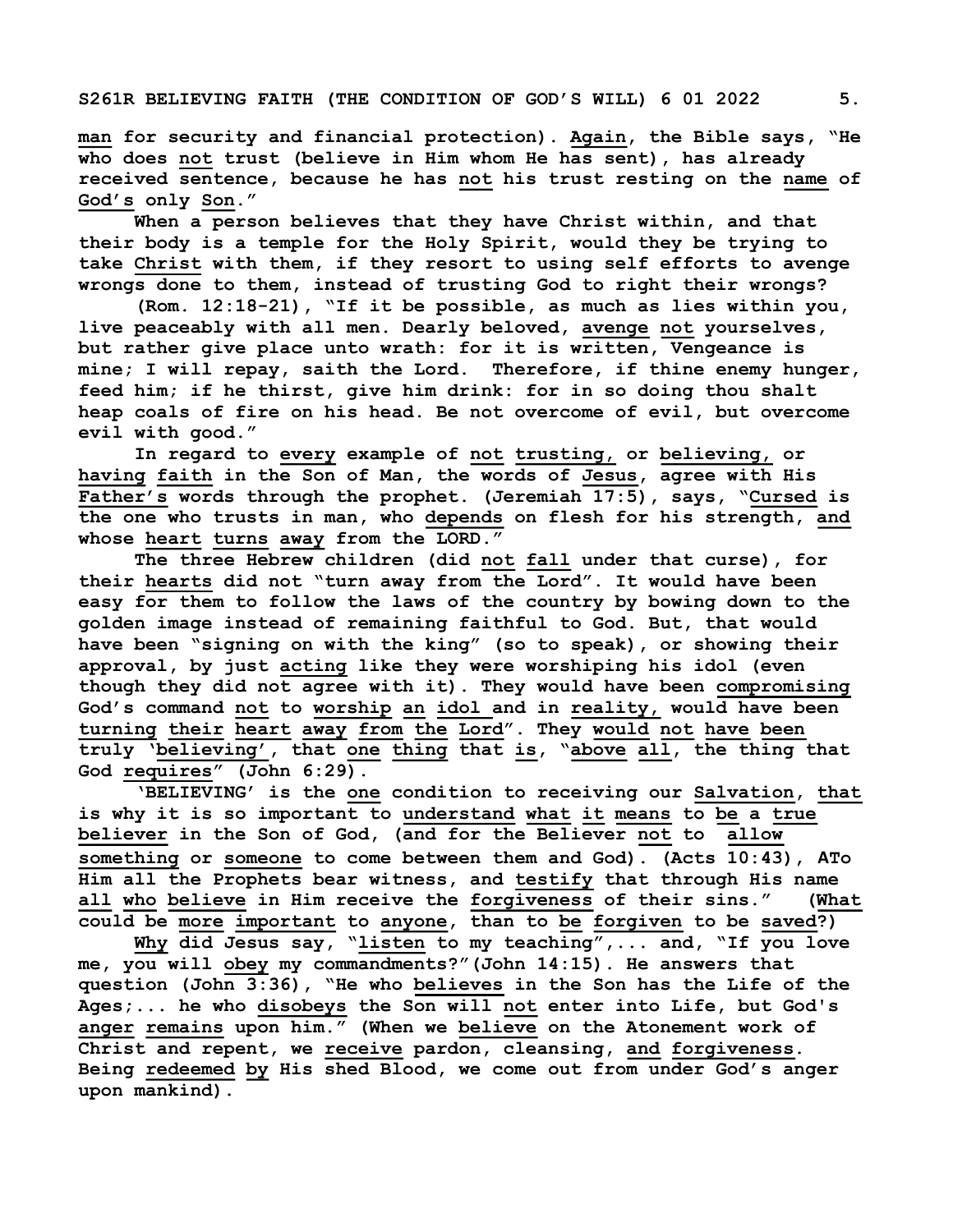man for security and financial protection). Again, the Bible says, "He who does not trust (believe in Him whom He has sent), has already received sentence, because he has not his trust resting on the name of God's only Son."

When a person believes that they have Christ within, and that their body is a temple for the Holy Spirit, would they be trying to take Christ with them, if they resort to using self efforts to avenge wrongs done to them, instead of trusting God to right their wrongs?

(Rom. 12:18-21), "If it be possible, as much as lies within you, live peaceably with all men. Dearly beloved, avenge not yourselves, but rather give place unto wrath: for it is written, Vengeance is mine; I will repay, saith the Lord. Therefore, if thine enemy hunger, feed him; if he thirst, give him drink: for in so doing thou shalt heap coals of fire on his head. Be not overcome of evil, but overcome evil with good."

In regard to every example of not trusting, or believing, or having faith in the Son of Man, the words of Jesus, agree with His Father's words through the prophet. (Jeremiah 17:5), says, "Cursed is the one who trusts in man, who depends on flesh for his strength, and whose heart turns away from the LORD."

The three Hebrew children (did not fall under that curse), for their hearts did not "turn away from the Lord". It would have been easy for them to follow the laws of the country by bowing down to the golden image instead of remaining faithful to God. But, that would have been "signing on with the king" (so to speak), or showing their approval, by just acting like they were worshiping his idol (even though they did not agree with it). They would have been compromising God's command not to worship an idol and in reality, would have been turning their heart away from the Lord". They would not have been truly 'believing', that one thing that is, "above all, the thing that God requires" (John 6:29).

'BELIEVING' is the one condition to receiving our Salvation, that is why it is so important to understand what it means to be a true believer in the Son of God, (and for the Believer not to allow something or someone to come between them and God). (Acts 10:43), ATo Him all the Prophets bear witness, and testify that through His name all who believe in Him receive the forgiveness of their sins." (What could be more important to anyone, than to be forgiven to be saved?)

Why did Jesus say, "listen to my teaching",... and, "If you love me, you will obey my commandments?"(John 14:15). He answers that question (John 3:36), "He who believes in the Son has the Life of the Ages;... he who disobeys the Son will not enter into Life, but God's anger remains upon him." (When we believe on the Atonement work of Christ and repent, we receive pardon, cleansing, and forgiveness. Being redeemed by His shed Blood, we come out from under God's anger upon mankind).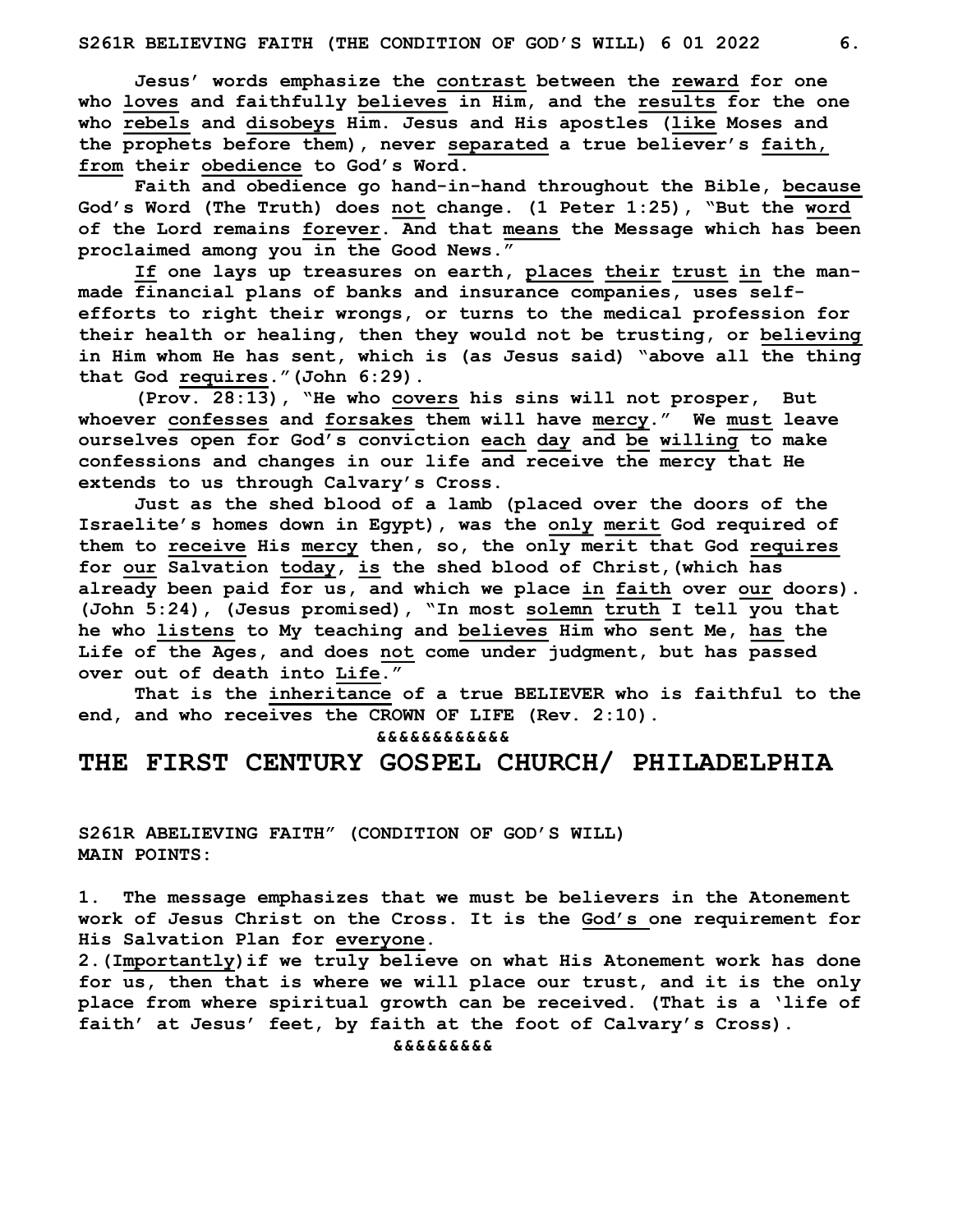Jesus' words emphasize the contrast between the reward for one who loves and faithfully believes in Him, and the results for the one who rebels and disobeys Him. Jesus and His apostles (like Moses and the prophets before them), never separated a true believer's faith, from their obedience to God's Word.

Faith and obedience go hand-in-hand throughout the Bible, because God's Word (The Truth) does not change. (1 Peter 1:25), "But the word of the Lord remains forever. And that means the Message which has been proclaimed among you in the Good News."

If one lays up treasures on earth, places their trust in the man-made financial plans of banks and insurance companies, uses self-efforts to right their wrongs, or turns to the medical profession for their health or healing, then they would not be trusting, or believing in Him whom He has sent, which is (as Jesus said) "above all the thing that God requires."(John 6:29).

(Prov. 28:13), "He who covers his sins will not prosper, But whoever confesses and forsakes them will have mercy." We must leave ourselves open for God's conviction each day and be willing to make confessions and changes in our life and receive the mercy that He extends to us through Calvary's Cross.

Just as the shed blood of a lamb (placed over the doors of the Israelite's homes down in Egypt), was the only merit God required of them to receive His mercy then, so, the only merit that God requires for our Salvation today, is the shed blood of Christ,(which has already been paid for us, and which we place in faith over our doors). (John 5:24), (Jesus promised), "In most solemn truth I tell you that he who listens to My teaching and believes Him who sent Me, has the Life of the Ages, and does not come under judgment, but has passed over out of death into Life."

That is the inheritance of a true BELIEVER who is faithful to the end, and who receives the CROWN OF LIFE (Rev. 2:10).

&&&&&&&&&&&&

# THE FIRST CENTURY GOSPEL CHURCH/ PHILADELPHIA

**S261R ABELIEVING FAITH" (CONDITION OF GOD'S WILL)**
**MAIN POINTS:**

1. The message emphasizes that we must be believers in the Atonement work of Jesus Christ on the Cross. It is the God's one requirement for His Salvation Plan for everyone.
2. (Importantly) if we truly believe on what His Atonement work has done for us, then that is where we will place our trust, and it is the only place from where spiritual growth can be received. (That is a 'life of faith' at Jesus' feet, by faith at the foot of Calvary's Cross).

&&&&&&&&&